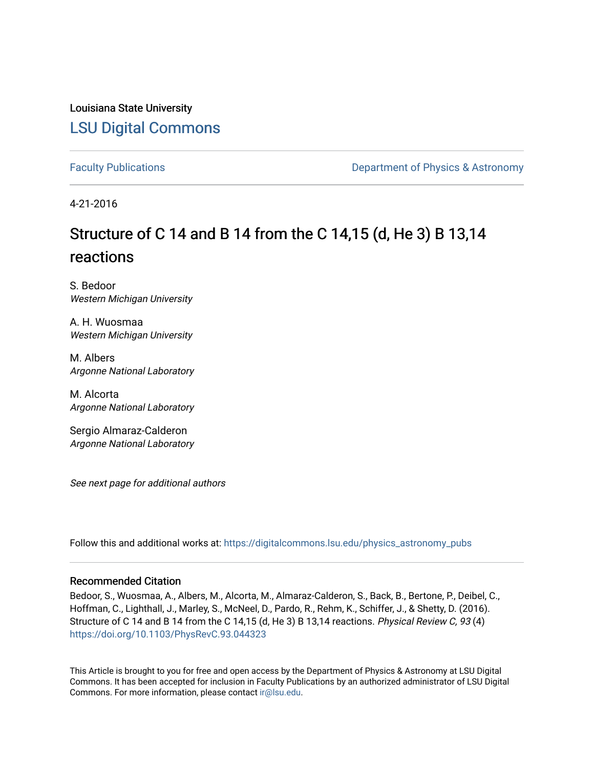Louisiana State University

## LSU Digital Commons

Faculty Publications | Department of Physics & Astronomy

4-21-2016

# Structure of C 14 and B 14 from the C 14,15 (d, He 3) B 13,14 reactions

S. Bedoor
*Western Michigan University*

A. H. Wuosmaa
*Western Michigan University*

M. Albers
*Argonne National Laboratory*

M. Alcorta
*Argonne National Laboratory*

Sergio Almaraz-Calderon
*Argonne National Laboratory*

*See next page for additional authors*

Follow this and additional works at: https://digitalcommons.lsu.edu/physics_astronomy_pubs

### Recommended Citation

Bedoor, S., Wuosmaa, A., Albers, M., Alcorta, M., Almaraz-Calderon, S., Back, B., Bertone, P., Deibel, C., Hoffman, C., Lighthall, J., Marley, S., McNeel, D., Pardo, R., Rehm, K., Schiffer, J., & Shetty, D. (2016). Structure of C 14 and B 14 from the C 14,15 (d, He 3) B 13,14 reactions. *Physical Review C, 93* (4) https://doi.org/10.1103/PhysRevC.93.044323

This Article is brought to you for free and open access by the Department of Physics & Astronomy at LSU Digital Commons. It has been accepted for inclusion in Faculty Publications by an authorized administrator of LSU Digital Commons. For more information, please contact ir@lsu.edu.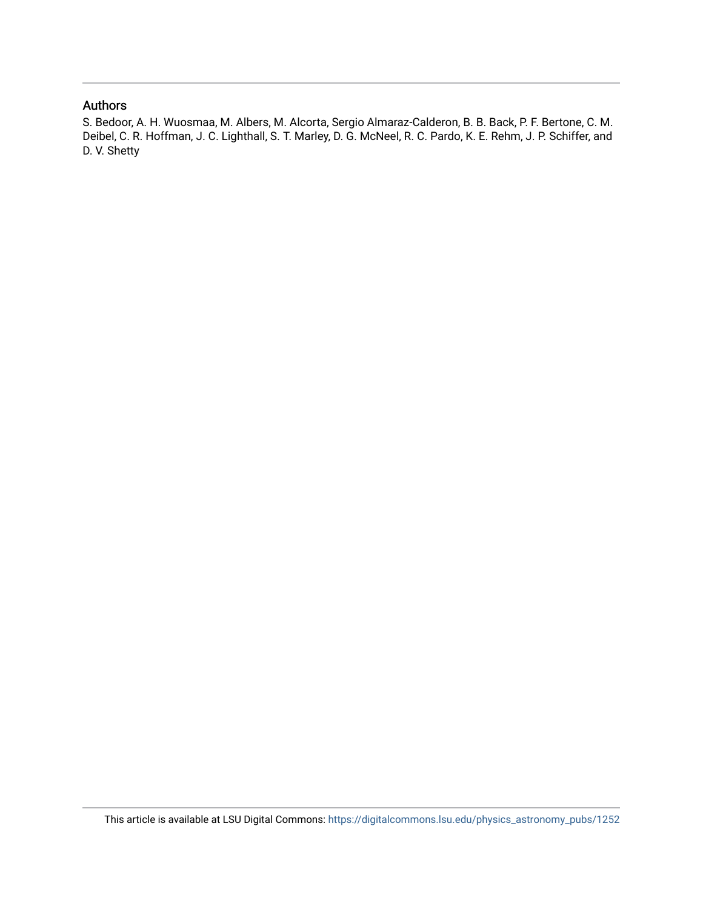## Authors

S. Bedoor, A. H. Wuosmaa, M. Albers, M. Alcorta, Sergio Almaraz-Calderon, B. B. Back, P. F. Bertone, C. M. Deibel, C. R. Hoffman, J. C. Lighthall, S. T. Marley, D. G. McNeel, R. C. Pardo, K. E. Rehm, J. P. Schiffer, and D. V. Shetty

This article is available at LSU Digital Commons: https://digitalcommons.lsu.edu/physics_astronomy_pubs/1252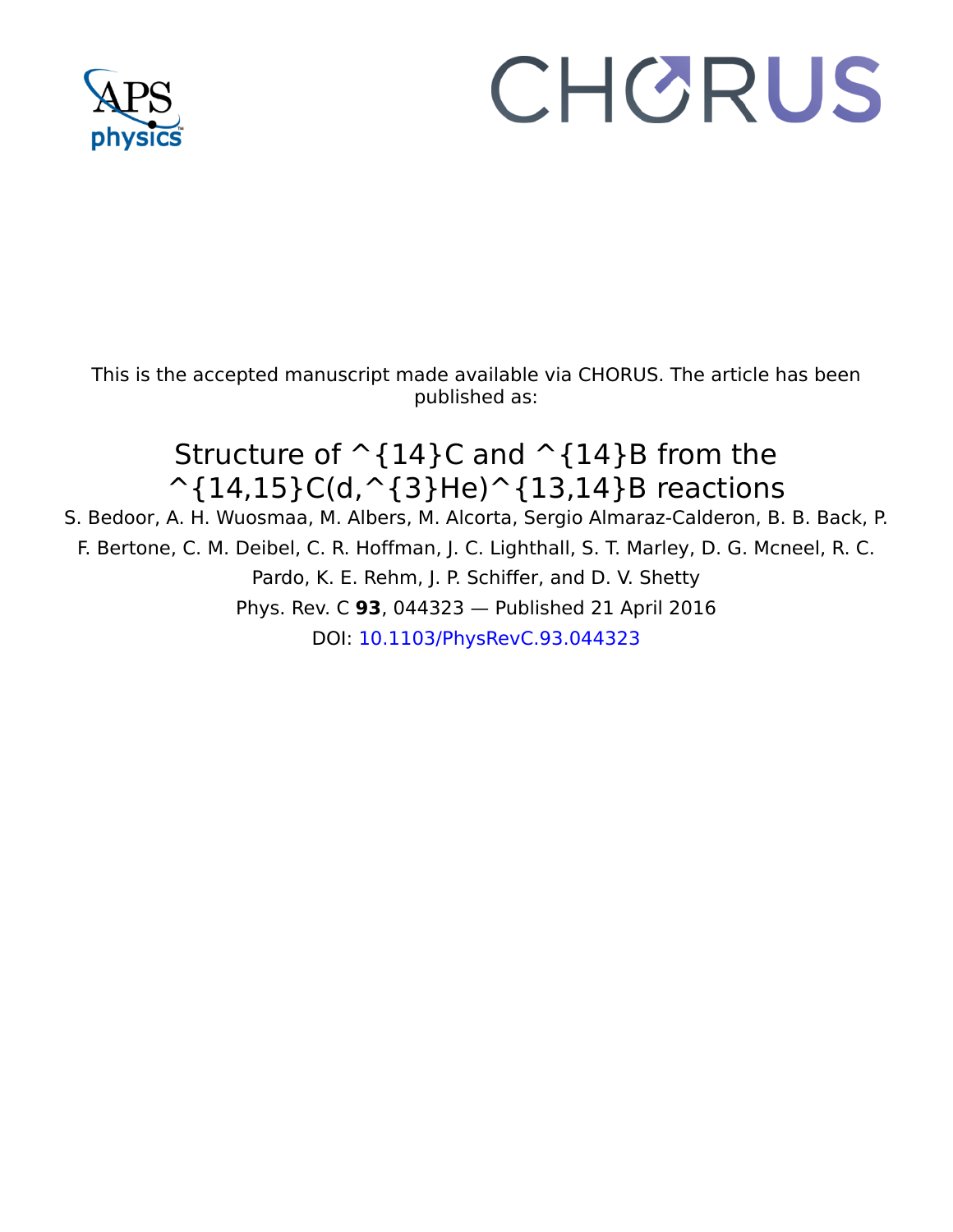This is the accepted manuscript made available via CHORUS. The article has been published as:

# Structure of ^{14}C and ^{14}B from the ^{14,15}C(d,^{3}He)^{13,14}B reactions

S. Bedoor, A. H. Wuosmaa, M. Albers, M. Alcorta, Sergio Almaraz-Calderon, B. B. Back, P. F. Bertone, C. M. Deibel, C. R. Hoffman, J. C. Lighthall, S. T. Marley, D. G. Mcneel, R. C. Pardo, K. E. Rehm, J. P. Schiffer, and D. V. Shetty

Phys. Rev. C **93**, 044323 — Published 21 April 2016

DOI: 10.1103/PhysRevC.93.044323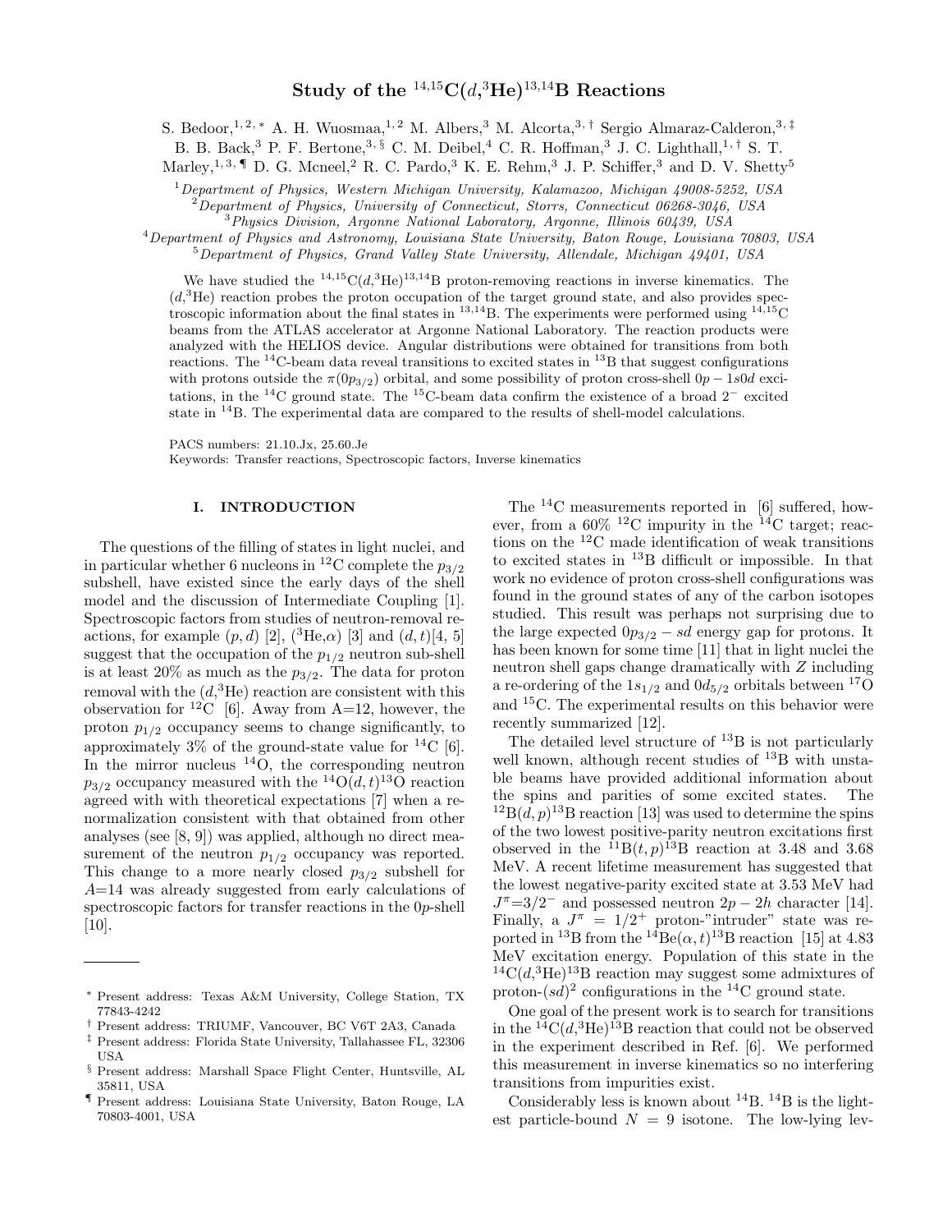# Study of the $^{14,15}$C($d$,$^{3}$He)$^{13,14}$B Reactions

S. Bedoor,[1,2,*] A. H. Wuosmaa,[1,2] M. Albers,[3] M. Alcorta,[3,†] Sergio Almaraz-Calderon,[3,‡] B. B. Back,[3] P. F. Bertone,[3,§] C. M. Deibel,[4] C. R. Hoffman,[3] J. C. Lighthall,[1,†] S. T. Marley,[1,3,¶] D. G. Mcneel,[2] R. C. Pardo,[3] K. E. Rehm,[3] J. P. Schiffer,[3] and D. V. Shetty[5]

[1]*Department of Physics, Western Michigan University, Kalamazoo, Michigan 49008-5252, USA*
[2]*Department of Physics, University of Connecticut, Storrs, Connecticut 06268-3046, USA*
[3]*Physics Division, Argonne National Laboratory, Argonne, Illinois 60439, USA*
[4]*Department of Physics and Astronomy, Louisiana State University, Baton Rouge, Louisiana 70803, USA*
[5]*Department of Physics, Grand Valley State University, Allendale, Michigan 49401, USA*

We have studied the $^{14,15}$C($d$,$^{3}$He)$^{13,14}$B proton-removing reactions in inverse kinematics. The ($d$,$^{3}$He) reaction probes the proton occupation of the target ground state, and also provides spectroscopic information about the final states in $^{13,14}$B. The experiments were performed using $^{14,15}$C beams from the ATLAS accelerator at Argonne National Laboratory. The reaction products were analyzed with the HELIOS device. Angular distributions were obtained for transitions from both reactions. The $^{14}$C-beam data reveal transitions to excited states in $^{13}$B that suggest configurations with protons outside the $\pi(0p_{3/2})$ orbital, and some possibility of proton cross-shell $0p-1s0d$ excitations, in the $^{14}$C ground state. The $^{15}$C-beam data confirm the existence of a broad $2^-$ excited state in $^{14}$B. The experimental data are compared to the results of shell-model calculations.

PACS numbers: 21.10.Jx, 25.60.Je
Keywords: Transfer reactions, Spectroscopic factors, Inverse kinematics

## I. INTRODUCTION

The questions of the filling of states in light nuclei, and in particular whether 6 nucleons in $^{12}$C complete the $p_{3/2}$ subshell, have existed since the early days of the shell model and the discussion of Intermediate Coupling [1]. Spectroscopic factors from studies of neutron-removal reactions, for example ($p,d$) [2], ($^{3}$He,$\alpha$) [3] and ($d,t$)[4, 5] suggest that the occupation of the $p_{1/2}$ neutron sub-shell is at least 20% as much as the $p_{3/2}$. The data for proton removal with the ($d$,$^{3}$He) reaction are consistent with this observation for $^{12}$C [6]. Away from A=12, however, the proton $p_{1/2}$ occupancy seems to change significantly, to approximately 3% of the ground-state value for $^{14}$C [6]. In the mirror nucleus $^{14}$O, the corresponding neutron $p_{3/2}$ occupancy measured with the $^{14}$O($d,t$)$^{13}$O reaction agreed with with theoretical expectations [7] when a renormalization consistent with that obtained from other analyses (see [8, 9]) was applied, although no direct measurement of the neutron $p_{1/2}$ occupancy was reported. This change to a more nearly closed $p_{3/2}$ subshell for $A$=14 was already suggested from early calculations of spectroscopic factors for transfer reactions in the 0$p$-shell [10].

The $^{14}$C measurements reported in [6] suffered, however, from a 60% $^{12}$C impurity in the $^{14}$C target; reactions on the $^{12}$C made identification of weak transitions to excited states in $^{13}$B difficult or impossible. In that work no evidence of proton cross-shell configurations was found in the ground states of any of the carbon isotopes studied. This result was perhaps not surprising due to the large expected $0p_{3/2}-sd$ energy gap for protons. It has been known for some time [11] that in light nuclei the neutron shell gaps change dramatically with $Z$ including a re-ordering of the $1s_{1/2}$ and $0d_{5/2}$ orbitals between $^{17}$O and $^{15}$C. The experimental results on this behavior were recently summarized [12].

The detailed level structure of $^{13}$B is not particularly well known, although recent studies of $^{13}$B with unstable beams have provided additional information about the spins and parities of some excited states. The $^{12}$B($d,p$)$^{13}$B reaction [13] was used to determine the spins of the two lowest positive-parity neutron excitations first observed in the $^{11}$B($t,p$)$^{13}$B reaction at 3.48 and 3.68 MeV. A recent lifetime measurement has suggested that the lowest negative-parity excited state at 3.53 MeV had $J^{\pi}$=3/2$^-$ and possessed neutron $2p-2h$ character [14]. Finally, a $J^{\pi}$ = 1/2$^+$ proton-"intruder" state was reported in $^{13}$B from the $^{14}$Be($\alpha,t$)$^{13}$B reaction [15] at 4.83 MeV excitation energy. Population of this state in the $^{14}$C($d$,$^{3}$He)$^{13}$B reaction may suggest some admixtures of proton-$(sd)^2$ configurations in the $^{14}$C ground state.

One goal of the present work is to search for transitions in the $^{14}$C($d$,$^{3}$He)$^{13}$B reaction that could not be observed in the experiment described in Ref. [6]. We performed this measurement in inverse kinematics so no interfering transitions from impurities exist.

Considerably less is known about $^{14}$B. $^{14}$B is the lightest particle-bound $N$ = 9 isotone. The low-lying lev-

---

* Present address: Texas A&M University, College Station, TX 77843-4242
† Present address: TRIUMF, Vancouver, BC V6T 2A3, Canada
‡ Present address: Florida State University, Tallahassee FL, 32306 USA
§ Present address: Marshall Space Flight Center, Huntsville, AL 35811, USA
¶ Present address: Louisiana State University, Baton Rouge, LA 70803-4001, USA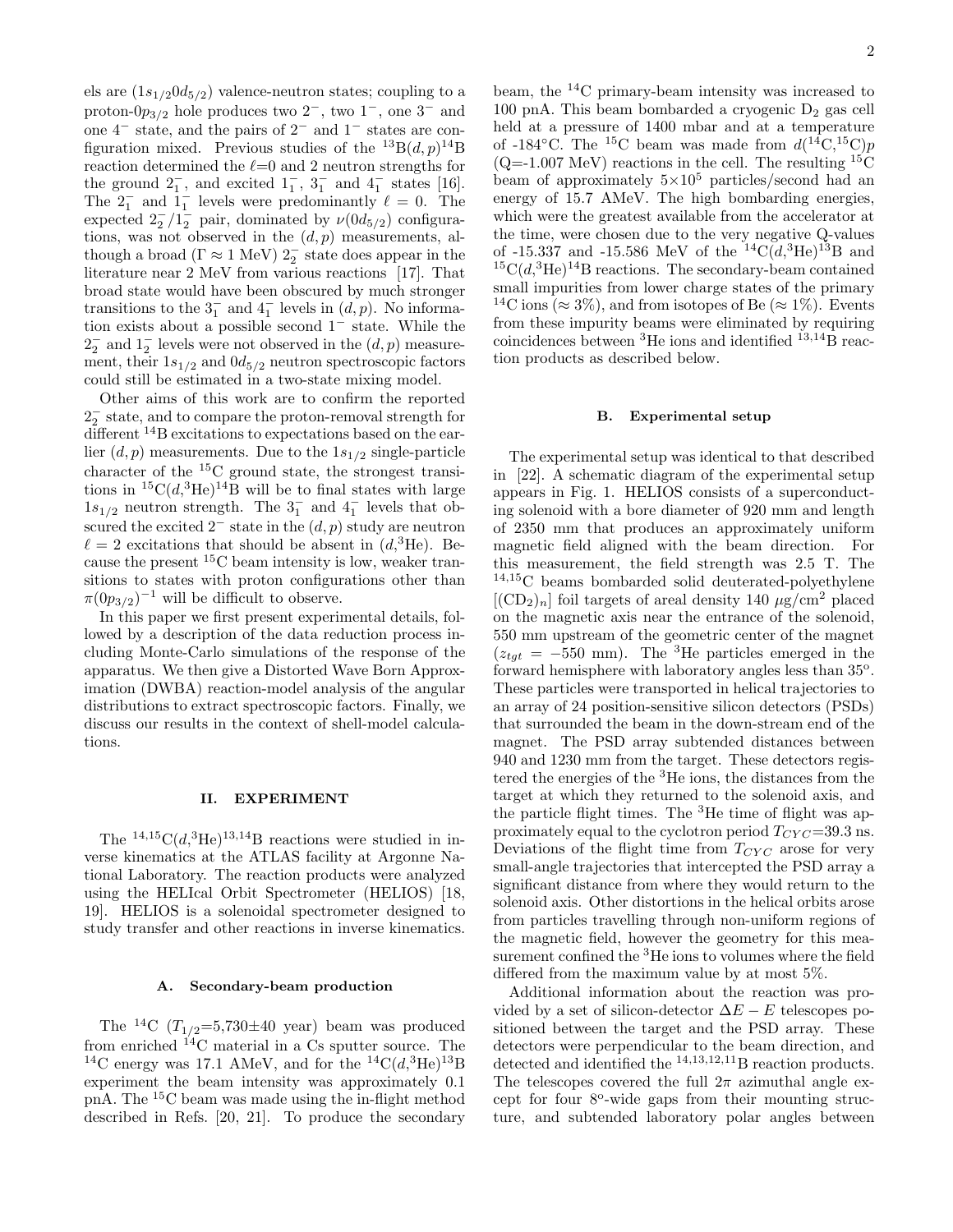els are $(1s_{1/2}0d_{5/2})$ valence-neutron states; coupling to a proton-$0p_{3/2}$ hole produces two $2^-$, two $1^-$, one $3^-$ and one $4^-$ state, and the pairs of $2^-$ and $1^-$ states are configuration mixed. Previous studies of the $^{13}$B$(d,p)^{14}$B reaction determined the $\ell$=0 and 2 neutron strengths for the ground $2^-_1$, and excited $1^-_1$, $3^-_1$ and $4^-_1$ states [16]. The $2^-_1$ and $1^-_1$ levels were predominantly $\ell = 0$. The expected $2^-_2/1^-_2$ pair, dominated by $\nu(0d_{5/2})$ configurations, was not observed in the $(d,p)$ measurements, although a broad ($\Gamma \approx 1$ MeV) $2^-_2$ state does appear in the literature near 2 MeV from various reactions [17]. That broad state would have been obscured by much stronger transitions to the $3^-_1$ and $4^-_1$ levels in $(d,p)$. No information exists about a possible second $1^-$ state. While the $2^-_2$ and $1^-_2$ levels were not observed in the $(d,p)$ measurement, their $1s_{1/2}$ and $0d_{5/2}$ neutron spectroscopic factors could still be estimated in a two-state mixing model.

Other aims of this work are to confirm the reported $2^-_2$ state, and to compare the proton-removal strength for different $^{14}$B excitations to expectations based on the earlier $(d,p)$ measurements. Due to the $1s_{1/2}$ single-particle character of the $^{15}$C ground state, the strongest transitions in $^{15}$C$(d,^3$He$)^{14}$B will be to final states with large $1s_{1/2}$ neutron strength. The $3^-_1$ and $4^-_1$ levels that obscured the excited $2^-$ state in the $(d,p)$ study are neutron $\ell = 2$ excitations that should be absent in $(d,^3$He$)$. Because the present $^{15}$C beam intensity is low, weaker transitions to states with proton configurations other than $\pi(0p_{3/2})^{-1}$ will be difficult to observe.

In this paper we first present experimental details, followed by a description of the data reduction process including Monte-Carlo simulations of the response of the apparatus. We then give a Distorted Wave Born Approximation (DWBA) reaction-model analysis of the angular distributions to extract spectroscopic factors. Finally, we discuss our results in the context of shell-model calculations.

## II. EXPERIMENT

The $^{14,15}$C$(d,^3$He$)^{13,14}$B reactions were studied in inverse kinematics at the ATLAS facility at Argonne National Laboratory. The reaction products were analyzed using the HELIcal Orbit Spectrometer (HELIOS) [18, 19]. HELIOS is a solenoidal spectrometer designed to study transfer and other reactions in inverse kinematics.

### A. Secondary-beam production

The $^{14}$C ($T_{1/2}$=5,730±40 year) beam was produced from enriched $^{14}$C material in a Cs sputter source. The $^{14}$C energy was 17.1 AMeV, and for the $^{14}$C$(d,^3$He$)^{13}$B experiment the beam intensity was approximately 0.1 pnA. The $^{15}$C beam was made using the in-flight method described in Refs. [20, 21]. To produce the secondary beam, the $^{14}$C primary-beam intensity was increased to 100 pnA. This beam bombarded a cryogenic $D_2$ gas cell held at a pressure of 1400 mbar and at a temperature of -184°C. The $^{15}$C beam was made from $d(^{14}$C$,^{15}$C$)p$ (Q=-1.007 MeV) reactions in the cell. The resulting $^{15}$C beam of approximately $5\times10^5$ particles/second had an energy of 15.7 AMeV. The high bombarding energies, which were the greatest available from the accelerator at the time, were chosen due to the very negative Q-values of -15.337 and -15.586 MeV of the $^{14}$C$(d,^3$He$)^{13}$B and $^{15}$C$(d,^3$He$)^{14}$B reactions. The secondary-beam contained small impurities from lower charge states of the primary $^{14}$C ions ($\approx 3\%$), and from isotopes of Be ($\approx 1\%$). Events from these impurity beams were eliminated by requiring coincidences between $^3$He ions and identified $^{13,14}$B reaction products as described below.

### B. Experimental setup

The experimental setup was identical to that described in [22]. A schematic diagram of the experimental setup appears in Fig. 1. HELIOS consists of a superconducting solenoid with a bore diameter of 920 mm and length of 2350 mm that produces an approximately uniform magnetic field aligned with the beam direction. For this measurement, the field strength was 2.5 T. The $^{14,15}$C beams bombarded solid deuterated-polyethylene $[(CD_2)_n]$ foil targets of areal density 140 $\mu$g/cm$^2$ placed on the magnetic axis near the entrance of the solenoid, 550 mm upstream of the geometric center of the magnet ($z_{tgt}$ = −550 mm). The $^3$He particles emerged in the forward hemisphere with laboratory angles less than 35°. These particles were transported in helical trajectories to an array of 24 position-sensitive silicon detectors (PSDs) that surrounded the beam in the down-stream end of the magnet. The PSD array subtended distances between 940 and 1230 mm from the target. These detectors registered the energies of the $^3$He ions, the distances from the target at which they returned to the solenoid axis, and the particle flight times. The $^3$He time of flight was approximately equal to the cyclotron period $T_{CYC}$=39.3 ns. Deviations of the flight time from $T_{CYC}$ arose for very small-angle trajectories that intercepted the PSD array a significant distance from where they would return to the solenoid axis. Other distortions in the helical orbits arose from particles travelling through non-uniform regions of the magnetic field, however the geometry for this measurement confined the $^3$He ions to volumes where the field differed from the maximum value by at most 5%.

Additional information about the reaction was provided by a set of silicon-detector $\Delta E - E$ telescopes positioned between the target and the PSD array. These detectors were perpendicular to the beam direction, and detected and identified the $^{14,13,12,11}$B reaction products. The telescopes covered the full $2\pi$ azimuthal angle except for four 8°-wide gaps from their mounting structure, and subtended laboratory polar angles between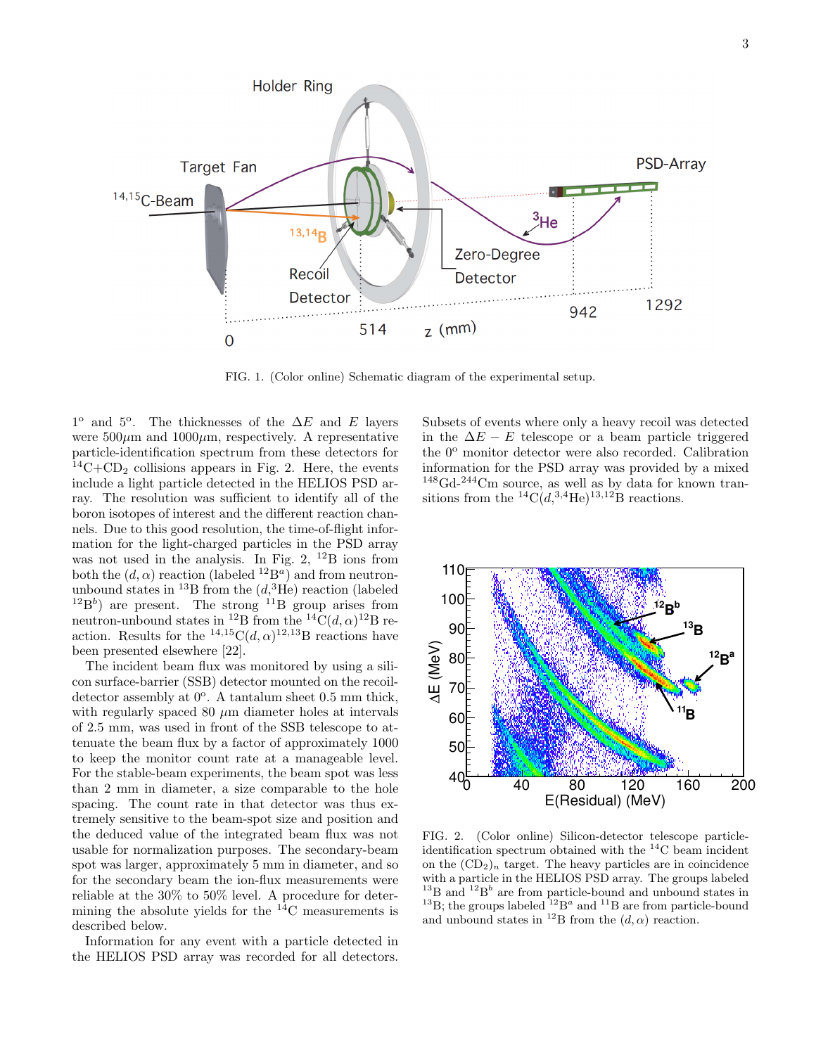FIG. 1. (Color online) Schematic diagram of the experimental setup.

$1^o$ and $5^o$. The thicknesses of the $\Delta E$ and $E$ layers were 500$\mu$m and 1000$\mu$m, respectively. A representative particle-identification spectrum from these detectors for $^{14}$C+CD$_2$ collisions appears in Fig. 2. Here, the events include a light particle detected in the HELIOS PSD array. The resolution was sufficient to identify all of the boron isotopes of interest and the different reaction channels. Due to this good resolution, the time-of-flight information for the light-charged particles in the PSD array was not used in the analysis. In Fig. 2, $^{12}$B ions from both the $(d,\alpha)$ reaction (labeled $^{12}$B$^a$) and from neutron-unbound states in $^{13}$B from the $(d,^3$He) reaction (labeled $^{12}$B$^b$) are present. The strong $^{11}$B group arises from neutron-unbound states in $^{12}$B from the $^{14}$C$(d,\alpha)^{12}$B reaction. Results for the $^{14,15}$C$(d,\alpha)^{12,13}$B reactions have been presented elsewhere [22].

The incident beam flux was monitored by using a silicon surface-barrier (SSB) detector mounted on the recoil-detector assembly at $0^o$. A tantalum sheet 0.5 mm thick, with regularly spaced 80 $\mu$m diameter holes at intervals of 2.5 mm, was used in front of the SSB telescope to attenuate the beam flux by a factor of approximately 1000 to keep the monitor count rate at a manageable level. For the stable-beam experiments, the beam spot was less than 2 mm in diameter, a size comparable to the hole spacing. The count rate in that detector was thus extremely sensitive to the beam-spot size and position and the deduced value of the integrated beam flux was not usable for normalization purposes. The secondary-beam spot was larger, approximately 5 mm in diameter, and so for the secondary beam the ion-flux measurements were reliable at the 30% to 50% level. A procedure for determining the absolute yields for the $^{14}$C measurements is described below.

Information for any event with a particle detected in the HELIOS PSD array was recorded for all detectors. Subsets of events where only a heavy recoil was detected in the $\Delta E - E$ telescope or a beam particle triggered the $0^o$ monitor detector were also recorded. Calibration information for the PSD array was provided by a mixed $^{148}$Gd-$^{244}$Cm source, as well as by data for known transitions from the $^{14}$C$(d,^{3,4}$He$)^{13,12}$B reactions.

FIG. 2. (Color online) Silicon-detector telescope particle-identification spectrum obtained with the $^{14}$C beam incident on the (CD$_2$)$_n$ target. The heavy particles are in coincidence with a particle in the HELIOS PSD array. The groups labeled $^{13}$B and $^{12}$B$^b$ are from particle-bound and unbound states in $^{13}$B; the groups labeled $^{12}$B$^a$ and $^{11}$B are from particle-bound and unbound states in $^{12}$B from the $(d,\alpha)$ reaction.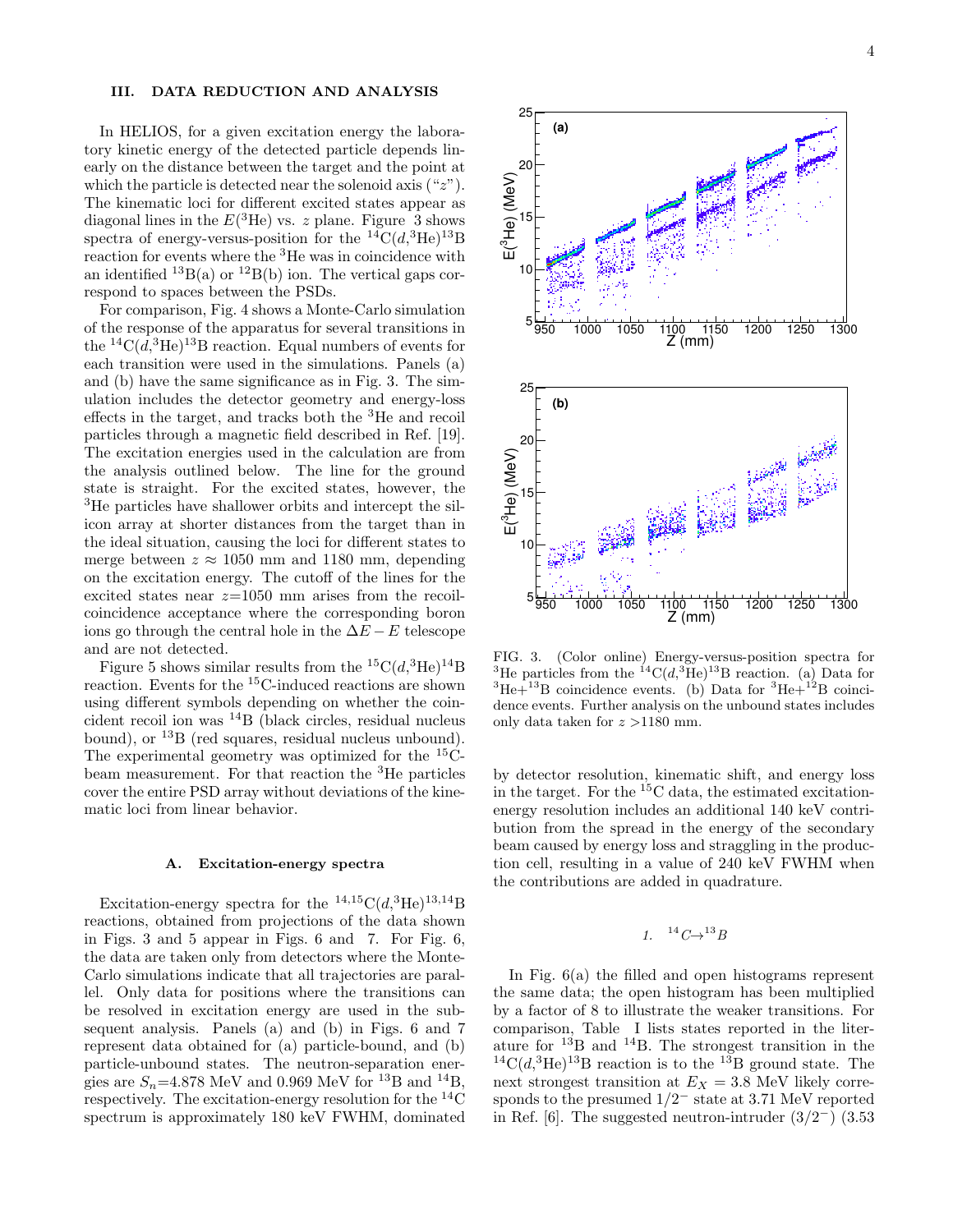## III. DATA REDUCTION AND ANALYSIS

In HELIOS, for a given excitation energy the laboratory kinetic energy of the detected particle depends linearly on the distance between the target and the point at which the particle is detected near the solenoid axis ("$z$"). The kinematic loci for different excited states appear as diagonal lines in the $E(^{3}\mathrm{He})$ vs. $z$ plane. Figure 3 shows spectra of energy-versus-position for the $^{14}\mathrm{C}(d,^{3}\mathrm{He})^{13}\mathrm{B}$ reaction for events where the $^{3}\mathrm{He}$ was in coincidence with an identified $^{13}\mathrm{B}$(a) or $^{12}\mathrm{B}$(b) ion. The vertical gaps correspond to spaces between the PSDs.

For comparison, Fig. 4 shows a Monte-Carlo simulation of the response of the apparatus for several transitions in the $^{14}\mathrm{C}(d,^{3}\mathrm{He})^{13}\mathrm{B}$ reaction. Equal numbers of events for each transition were used in the simulations. Panels (a) and (b) have the same significance as in Fig. 3. The simulation includes the detector geometry and energy-loss effects in the target, and tracks both the $^{3}\mathrm{He}$ and recoil particles through a magnetic field described in Ref. [19]. The excitation energies used in the calculation are from the analysis outlined below. The line for the ground state is straight. For the excited states, however, the $^{3}\mathrm{He}$ particles have shallower orbits and intercept the silicon array at shorter distances from the target than in the ideal situation, causing the loci for different states to merge between $z \approx 1050$ mm and 1180 mm, depending on the excitation energy. The cutoff of the lines for the excited states near $z$=1050 mm arises from the recoil-coincidence acceptance where the corresponding boron ions go through the central hole in the $\Delta E - E$ telescope and are not detected.

Figure 5 shows similar results from the $^{15}\mathrm{C}(d,^{3}\mathrm{He})^{14}\mathrm{B}$ reaction. Events for the $^{15}\mathrm{C}$-induced reactions are shown using different symbols depending on whether the coincident recoil ion was $^{14}\mathrm{B}$ (black circles, residual nucleus bound), or $^{13}\mathrm{B}$ (red squares, residual nucleus unbound). The experimental geometry was optimized for the $^{15}\mathrm{C}$-beam measurement. For that reaction the $^{3}\mathrm{He}$ particles cover the entire PSD array without deviations of the kinematic loci from linear behavior.

FIG. 3. (Color online) Energy-versus-position spectra for $^{3}\mathrm{He}$ particles from the $^{14}\mathrm{C}(d,^{3}\mathrm{He})^{13}\mathrm{B}$ reaction. (a) Data for $^{3}\mathrm{He}$+$^{13}\mathrm{B}$ coincidence events. (b) Data for $^{3}\mathrm{He}$+$^{12}\mathrm{B}$ coincidence events. Further analysis on the unbound states includes only data taken for $z$ >1180 mm.

### A. Excitation-energy spectra

Excitation-energy spectra for the $^{14,15}\mathrm{C}(d,^{3}\mathrm{He})^{13,14}\mathrm{B}$ reactions, obtained from projections of the data shown in Figs. 3 and 5 appear in Figs. 6 and 7. For Fig. 6, the data are taken only from detectors where the Monte-Carlo simulations indicate that all trajectories are parallel. Only data for positions where the transitions can be resolved in excitation energy are used in the subsequent analysis. Panels (a) and (b) in Figs. 6 and 7 represent data obtained for (a) particle-bound, and (b) particle-unbound states. The neutron-separation energies are $S_n$=4.878 MeV and 0.969 MeV for $^{13}\mathrm{B}$ and $^{14}\mathrm{B}$, respectively. The excitation-energy resolution for the $^{14}\mathrm{C}$ spectrum is approximately 180 keV FWHM, dominated by detector resolution, kinematic shift, and energy loss in the target. For the $^{15}\mathrm{C}$ data, the estimated excitation-energy resolution includes an additional 140 keV contribution from the spread in the energy of the secondary beam caused by energy loss and straggling in the production cell, resulting in a value of 240 keV FWHM when the contributions are added in quadrature.

#### 1. $^{14}C \rightarrow ^{13}B$

In Fig. 6(a) the filled and open histograms represent the same data; the open histogram has been multiplied by a factor of 8 to illustrate the weaker transitions. For comparison, Table I lists states reported in the literature for $^{13}\mathrm{B}$ and $^{14}\mathrm{B}$. The strongest transition in the $^{14}\mathrm{C}(d,^{3}\mathrm{He})^{13}\mathrm{B}$ reaction is to the $^{13}\mathrm{B}$ ground state. The next strongest transition at $E_X$ = 3.8 MeV likely corresponds to the presumed $1/2^{-}$ state at 3.71 MeV reported in Ref. [6]. The suggested neutron-intruder $(3/2^{-})$ (3.53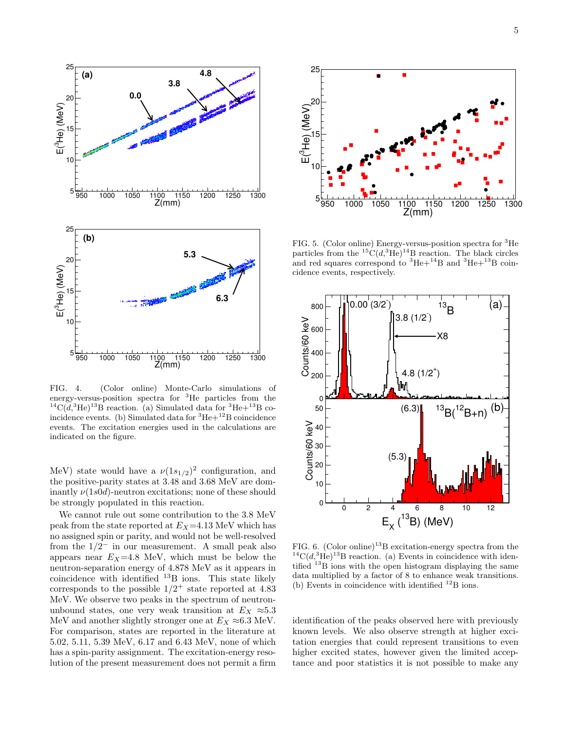FIG. 4. (Color online) Monte-Carlo simulations of energy-versus-position spectra for $^3$He particles from the $^{14}$C($d$,$^3$He)$^{13}$B reaction. (a) Simulated data for $^3$He+$^{13}$B coincidence events. (b) Simulated data for $^3$He+$^{12}$B coincidence events. The excitation energies used in the calculations are indicated on the figure.

MeV) state would have a $\nu(1s_{1/2})^2$ configuration, and the positive-parity states at 3.48 and 3.68 MeV are dominantly $\nu(1s0d)$-neutron excitations; none of these should be strongly populated in this reaction.

We cannot rule out some contribution to the 3.8 MeV peak from the state reported at $E_X$=4.13 MeV which has no assigned spin or parity, and would not be well-resolved from the $1/2^-$ in our measurement. A small peak also appears near $E_X$=4.8 MeV, which must be below the neutron-separation energy of 4.878 MeV as it appears in coincidence with identified $^{13}$B ions. This state likely corresponds to the possible $1/2^+$ state reported at 4.83 MeV. We observe two peaks in the spectrum of neutron-unbound states, one very weak transition at $E_X \approx$5.3 MeV and another slightly stronger one at $E_X \approx$6.3 MeV. For comparison, states are reported in the literature at 5.02, 5.11, 5.39 MeV, 6.17 and 6.43 MeV, none of which has a spin-parity assignment. The excitation-energy resolution of the present measurement does not permit a firm identification of the peaks observed here with previously known levels. We also observe strength at higher excitation energies that could represent transitions to even higher excited states, however given the limited acceptance and poor statistics it is not possible to make any

FIG. 5. (Color online) Energy-versus-position spectra for $^3$He particles from the $^{15}$C($d$,$^3$He)$^{14}$B reaction. The black circles and red squares correspond to $^3$He+$^{14}$B and $^3$He+$^{13}$B coincidence events, respectively.

FIG. 6. (Color online) $^{13}$B excitation-energy spectra from the $^{14}$C($d$,$^3$He)$^{13}$B reaction. (a) Events in coincidence with identified $^{13}$B ions with the open histogram displaying the same data multiplied by a factor of 8 to enhance weak transitions. (b) Events in coincidence with identified $^{12}$B ions.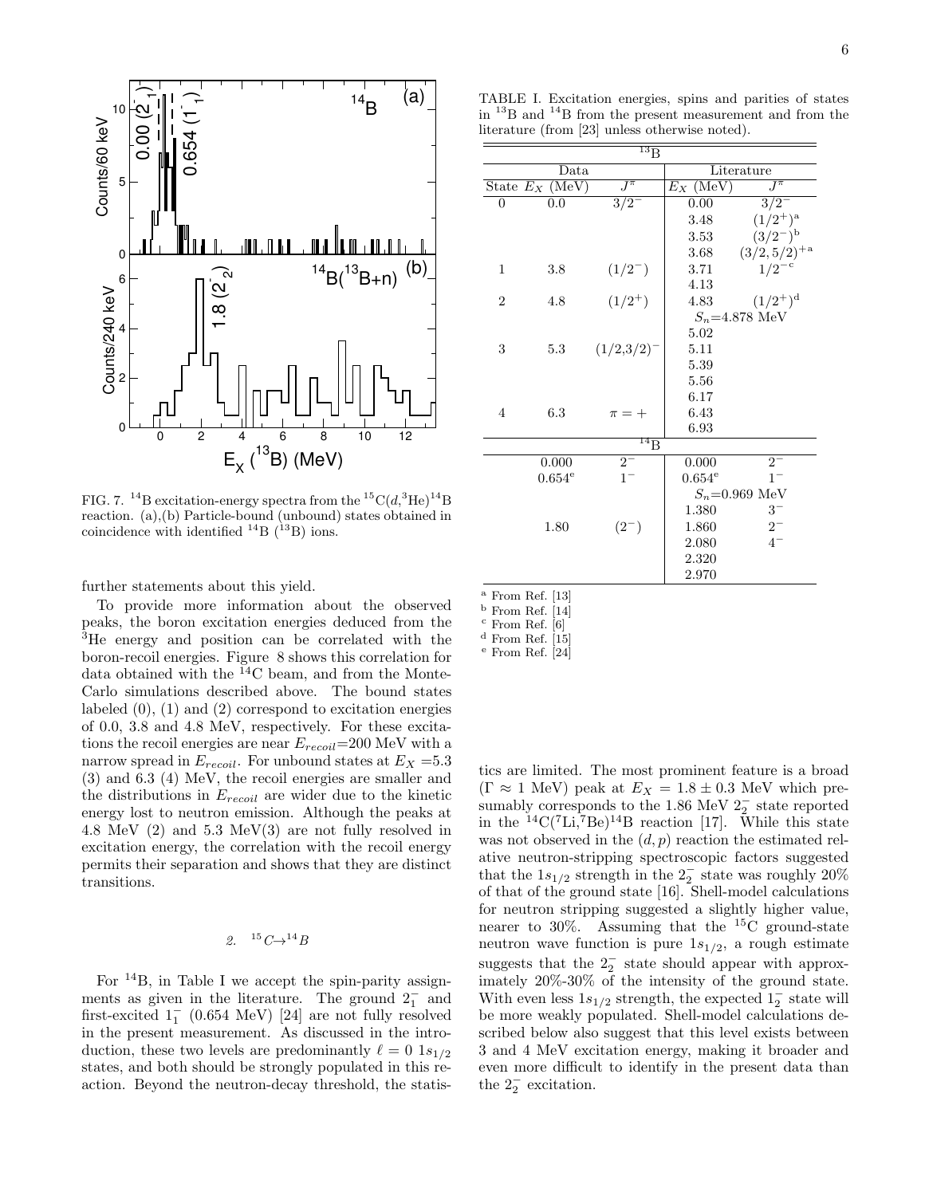FIG. 7. $^{14}$B excitation-energy spectra from the $^{15}$C($d$,$^3$He)$^{14}$B reaction. (a),(b) Particle-bound (unbound) states obtained in coincidence with identified $^{14}$B ($^{13}$B) ions.

further statements about this yield.

To provide more information about the observed peaks, the boron excitation energies deduced from the $^3$He energy and position can be correlated with the boron-recoil energies. Figure 8 shows this correlation for data obtained with the $^{14}$C beam, and from the Monte-Carlo simulations described above. The bound states labeled (0), (1) and (2) correspond to excitation energies of 0.0, 3.8 and 4.8 MeV, respectively. For these excitations the recoil energies are near $E_{recoil}$=200 MeV with a narrow spread in $E_{recoil}$. For unbound states at $E_X$ =5.3 (3) and 6.3 (4) MeV, the recoil energies are smaller and the distributions in $E_{recoil}$ are wider due to the kinetic energy lost to neutron emission. Although the peaks at 4.8 MeV (2) and 5.3 MeV(3) are not fully resolved in excitation energy, the correlation with the recoil energy permits their separation and shows that they are distinct transitions.

### 2. $^{15}C \rightarrow ^{14}B$

For $^{14}$B, in Table I we accept the spin-parity assignments as given in the literature. The ground $2^-_1$ and first-excited $1^-_1$ (0.654 MeV) [24] are not fully resolved in the present measurement. As discussed in the introduction, these two levels are predominantly $\ell = 0$ $1s_{1/2}$ states, and both should be strongly populated in this reaction. Beyond the neutron-decay threshold, the statistics are limited. The most prominent feature is a broad ($\Gamma \approx 1$ MeV) peak at $E_X = 1.8 \pm 0.3$ MeV which presumably corresponds to the 1.86 MeV $2^-_2$ state reported in the $^{14}$C($^7$Li,$^7$Be)$^{14}$B reaction [17]. While this state was not observed in the $(d, p)$ reaction the estimated relative neutron-stripping spectroscopic factors suggested that the $1s_{1/2}$ strength in the $2^-_2$ state was roughly 20% of that of the ground state [16]. Shell-model calculations for neutron stripping suggested a slightly higher value, nearer to 30%. Assuming that the $^{15}$C ground-state neutron wave function is pure $1s_{1/2}$, a rough estimate suggests that the $2^-_2$ state should appear with approximately 20%-30% of the intensity of the ground state. With even less $1s_{1/2}$ strength, the expected $1^-_2$ state will be more weakly populated. Shell-model calculations described below also suggest that this level exists between 3 and 4 MeV excitation energy, making it broader and even more difficult to identify in the present data than the $2^-_2$ excitation.

TABLE I. Excitation energies, spins and parities of states in $^{13}$B and $^{14}$B from the present measurement and from the literature (from [23] unless otherwise noted).

| $^{13}$B | | | | |
|---|---|---|---|---|
| Data | | | Literature | |
| State | $E_X$ (MeV) | $J^\pi$ | $E_X$ (MeV) | $J^\pi$ |
| 0 | 0.0 | $3/2^-$ | 0.00 | $3/2^-$ |
| | | | 3.48 | $(1/2^+)^a$ |
| | | | 3.53 | $(3/2^-)^b$ |
| | | | 3.68 | $(3/2, 5/2)^{+a}$ |
| 1 | 3.8 | $(1/2^-)$ | 3.71 | $1/2^{-c}$ |
| | | | 4.13 | |
| 2 | 4.8 | $(1/2^+)$ | 4.83 | $(1/2^+)^d$ |
| | | | $S_n$=4.878 MeV | |
| | | | 5.02 | |
| 3 | 5.3 | $(1/2,3/2)^-$ | 5.11 | |
| | | | 5.39 | |
| | | | 5.56 | |
| | | | 6.17 | |
| 4 | 6.3 | $\pi = +$ | 6.43 | |
| | | | 6.93 | |
| $^{14}$B | | | | |
| | 0.000 | $2^-$ | 0.000 | $2^-$ |
| | $0.654^e$ | $1^-$ | $0.654^e$ | $1^-$ |
| | | | $S_n$=0.969 MeV | |
| | | | 1.380 | $3^-$ |
| | 1.80 | $(2^-)$ | 1.860 | $2^-$ |
| | | | 2.080 | $4^-$ |
| | | | 2.320 | |
| | | | 2.970 | |

[a] From Ref. [13]
[b] From Ref. [14]
[c] From Ref. [6]
[d] From Ref. [15]
[e] From Ref. [24]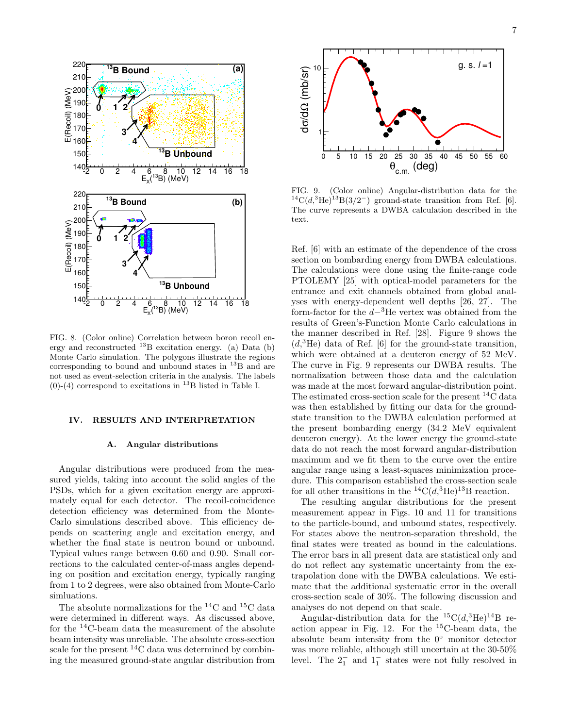FIG. 8. (Color online) Correlation between boron recoil energy and reconstructed $^{13}$B excitation energy. (a) Data (b) Monte Carlo simulation. The polygons illustrate the regions corresponding to bound and unbound states in $^{13}$B and are not used as event-selection criteria in the analysis. The labels (0)-(4) correspond to excitations in $^{13}$B listed in Table I.

## IV. RESULTS AND INTERPRETATION

### A. Angular distributions

Angular distributions were produced from the measured yields, taking into account the solid angles of the PSDs, which for a given excitation energy are approximately equal for each detector. The recoil-coincidence detection efficiency was determined from the Monte-Carlo simulations described above. This efficiency depends on scattering angle and excitation energy, and whether the final state is neutron bound or unbound. Typical values range between 0.60 and 0.90. Small corrections to the calculated center-of-mass angles depending on position and excitation energy, typically ranging from 1 to 2 degrees, were also obtained from Monte-Carlo simluations.

The absolute normalizations for the $^{14}$C and $^{15}$C data were determined in different ways. As discussed above, for the $^{14}$C-beam data the measurement of the absolute beam intensity was unreliable. The absolute cross-section scale for the present $^{14}$C data was determined by combining the measured ground-state angular distribution from Ref. [6] with an estimate of the dependence of the cross section on bombarding energy from DWBA calculations. The calculations were done using the finite-range code PTOLEMY [25] with optical-model parameters for the entrance and exit channels obtained from global analyses with energy-dependent well depths [26, 27]. The form-factor for the $d-^{3}$He vertex was obtained from the results of Green's-Function Monte Carlo calculations in the manner described in Ref. [28]. Figure 9 shows the ($d$,$^{3}$He) data of Ref. [6] for the ground-state transition, which were obtained at a deuteron energy of 52 MeV. The curve in Fig. 9 represents our DWBA results. The normalization between those data and the calculation was made at the most forward angular-distribution point. The estimated cross-section scale for the present $^{14}$C data was then established by fitting our data for the ground-state transition to the DWBA calculation performed at the present bombarding energy (34.2 MeV equivalent deuteron energy). At the lower energy the ground-state data do not reach the most forward angular-distribution maximum and we fit them to the curve over the entire angular range using a least-squares minimization procedure. This comparison established the cross-section scale for all other transitions in the $^{14}$C($d$,$^{3}$He)$^{13}$B reaction.

FIG. 9. (Color online) Angular-distribution data for the $^{14}$C($d$,$^{3}$He)$^{13}$B($3/2^{-}$) ground-state transition from Ref. [6]. The curve represents a DWBA calculation described in the text.

The resulting angular distributions for the present measurement appear in Figs. 10 and 11 for transitions to the particle-bound, and unbound states, respectively. For states above the neutron-separation threshold, the final states were treated as bound in the calculations. The error bars in all present data are statistical only and do not reflect any systematic uncertainty from the extrapolation done with the DWBA calculations. We estimate that the additional systematic error in the overall cross-section scale of 30%. The following discussion and analyses do not depend on that scale.

Angular-distribution data for the $^{15}$C($d$,$^{3}$He)$^{14}$B reaction appear in Fig. 12. For the $^{15}$C-beam data, the absolute beam intensity from the 0° monitor detector was more reliable, although still uncertain at the 30-50% level. The $2^{-}_{1}$ and $1^{-}_{1}$ states were not fully resolved in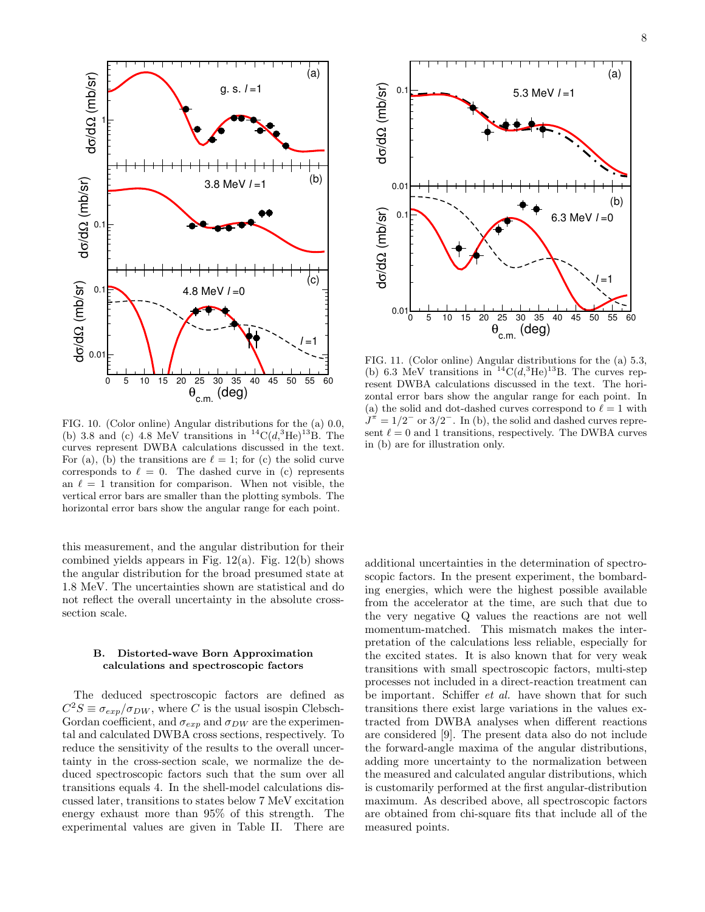FIG. 10. (Color online) Angular distributions for the (a) 0.0, (b) 3.8 and (c) 4.8 MeV transitions in $^{14}$C($d$,$^3$He)$^{13}$B. The curves represent DWBA calculations discussed in the text. For (a), (b) the transitions are $\ell = 1$; for (c) the solid curve corresponds to $\ell = 0$. The dashed curve in (c) represents an $\ell = 1$ transition for comparison. When not visible, the vertical error bars are smaller than the plotting symbols. The horizontal error bars show the angular range for each point.

FIG. 11. (Color online) Angular distributions for the (a) 5.3, (b) 6.3 MeV transitions in $^{14}$C($d$,$^3$He)$^{13}$B. The curves represent DWBA calculations discussed in the text. The horizontal error bars show the angular range for each point. In (a) the solid and dot-dashed curves correspond to $\ell = 1$ with $J^\pi = 1/2^-$ or $3/2^-$. In (b), the solid and dashed curves represent $\ell = 0$ and 1 transitions, respectively. The DWBA curves in (b) are for illustration only.

this measurement, and the angular distribution for their combined yields appears in Fig. 12(a). Fig. 12(b) shows the angular distribution for the broad presumed state at 1.8 MeV. The uncertainties shown are statistical and do not reflect the overall uncertainty in the absolute cross-section scale.

### B. Distorted-wave Born Approximation calculations and spectroscopic factors

The deduced spectroscopic factors are defined as $C^2S \equiv \sigma_{exp}/\sigma_{DW}$, where $C$ is the usual isospin Clebsch-Gordan coefficient, and $\sigma_{exp}$ and $\sigma_{DW}$ are the experimental and calculated DWBA cross sections, respectively. To reduce the sensitivity of the results to the overall uncertainty in the cross-section scale, we normalize the deduced spectroscopic factors such that the sum over all transitions equals 4. In the shell-model calculations discussed later, transitions to states below 7 MeV excitation energy exhaust more than 95% of this strength. The experimental values are given in Table II. There are additional uncertainties in the determination of spectroscopic factors. In the present experiment, the bombarding energies, which were the highest possible available from the accelerator at the time, are such that due to the very negative Q values the reactions are not well momentum-matched. This mismatch makes the interpretation of the calculations less reliable, especially for the excited states. It is also known that for very weak transitions with small spectroscopic factors, multi-step processes not included in a direct-reaction treatment can be important. Schiffer *et al.* have shown that for such transitions there exist large variations in the values extracted from DWBA analyses when different reactions are considered [9]. The present data also do not include the forward-angle maxima of the angular distributions, adding more uncertainty to the normalization between the measured and calculated angular distributions, which is customarily performed at the first angular-distribution maximum. As described above, all spectroscopic factors are obtained from chi-square fits that include all of the measured points.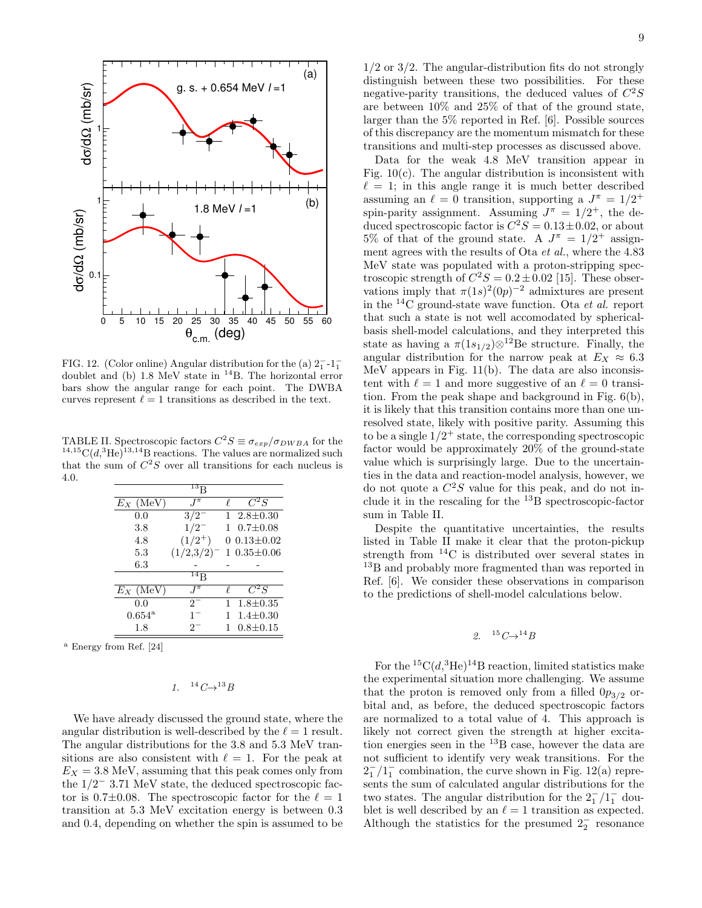FIG. 12. (Color online) Angular distribution for the (a) $2_1^-$-$1_1^-$ doublet and (b) 1.8 MeV state in $^{14}$B. The horizontal error bars show the angular range for each point. The DWBA curves represent $\ell = 1$ transitions as described in the text.

TABLE II. Spectroscopic factors $C^2S \equiv \sigma_{exp}/\sigma_{DWBA}$ for the $^{14,15}$C($d$,$^3$He)$^{13,14}$B reactions. The values are normalized such that the sum of $C^2S$ over all transitions for each nucleus is 4.0.

| $E_X$ (MeV) | $J^\pi$ | $\ell$ | $C^2S$ |
|---|---|---|---|
| **$^{13}$B** | | | |
| 0.0 | $3/2^-$ | 1 | 2.8±0.30 |
| 3.8 | $1/2^-$ | 1 | 0.7±0.08 |
| 4.8 | $(1/2^+)$ | 0 | 0.13±0.02 |
| 5.3 | $(1/2,3/2)^-$ | 1 | 0.35±0.06 |
| 6.3 | - | - | - |
| **$^{14}$B** | | | |
| 0.0 | $2^-$ | 1 | 1.8±0.35 |
| 0.654[a] | $1^-$ | 1 | 1.4±0.30 |
| 1.8 | $2^-$ | 1 | 0.8±0.15 |

[a] Energy from Ref. [24]

### 1. $^{14}C \to ^{13}B$

We have already discussed the ground state, where the angular distribution is well-described by the $\ell = 1$ result. The angular distributions for the 3.8 and 5.3 MeV transitions are also consistent with $\ell = 1$. For the peak at $E_X = 3.8$ MeV, assuming that this peak comes only from the $1/2^-$ 3.71 MeV state, the deduced spectroscopic factor is 0.7±0.08. The spectroscopic factor for the $\ell = 1$ transition at 5.3 MeV excitation energy is between 0.3 and 0.4, depending on whether the spin is assumed to be 1/2 or 3/2. The angular-distribution fits do not strongly distinguish between these two possibilities. For these negative-parity transitions, the deduced values of $C^2S$ are between 10% and 25% of that of the ground state, larger than the 5% reported in Ref. [6]. Possible sources of this discrepancy are the momentum mismatch for these transitions and multi-step processes as discussed above.

Data for the weak 4.8 MeV transition appear in Fig. 10(c). The angular distribution is inconsistent with $\ell = 1$; in this angle range it is much better described assuming an $\ell = 0$ transition, supporting a $J^\pi = 1/2^+$ spin-parity assignment. Assuming $J^\pi = 1/2^+$, the deduced spectroscopic factor is $C^2S = 0.13 \pm 0.02$, or about 5% of that of the ground state. A $J^\pi = 1/2^+$ assignment agrees with the results of Ota *et al.*, where the 4.83 MeV state was populated with a proton-stripping spectroscopic strength of $C^2S = 0.2 \pm 0.02$ [15]. These observations imply that $\pi(1s)^2(0p)^{-2}$ admixtures are present in the $^{14}$C ground-state wave function. Ota *et al.* report that such a state is not well accomodated by spherical-basis shell-model calculations, and they interpreted this state as having a $\pi(1s_{1/2})\otimes^{12}$Be structure. Finally, the angular distribution for the narrow peak at $E_X \approx 6.3$ MeV appears in Fig. 11(b). The data are also inconsistent with $\ell = 1$ and more suggestive of an $\ell = 0$ transition. From the peak shape and background in Fig. 6(b), it is likely that this transition contains more than one unresolved state, likely with positive parity. Assuming this to be a single $1/2^+$ state, the corresponding spectroscopic factor would be approximately 20% of the ground-state value which is surprisingly large. Due to the uncertainties in the data and reaction-model analysis, however, we do not quote a $C^2S$ value for this peak, and do not include it in the rescaling for the $^{13}$B spectroscopic-factor sum in Table II.

Despite the quantitative uncertainties, the results listed in Table II make it clear that the proton-pickup strength from $^{14}$C is distributed over several states in $^{13}$B and probably more fragmented than was reported in Ref. [6]. We consider these observations in comparison to the predictions of shell-model calculations below.

### 2. $^{15}C \to ^{14}B$

For the $^{15}$C($d$,$^3$He)$^{14}$B reaction, limited statistics make the experimental situation more challenging. We assume that the proton is removed only from a filled $0p_{3/2}$ orbital and, as before, the deduced spectroscopic factors are normalized to a total value of 4. This approach is likely not correct given the strength at higher excitation energies seen in the $^{13}$B case, however the data are not sufficient to identify very weak transitions. For the $2_1^-/1_1^-$ combination, the curve shown in Fig. 12(a) represents the sum of calculated angular distributions for the two states. The angular distribution for the $2_1^-/1_1^-$ doublet is well described by an $\ell = 1$ transition as expected. Although the statistics for the presumed $2_2^-$ resonance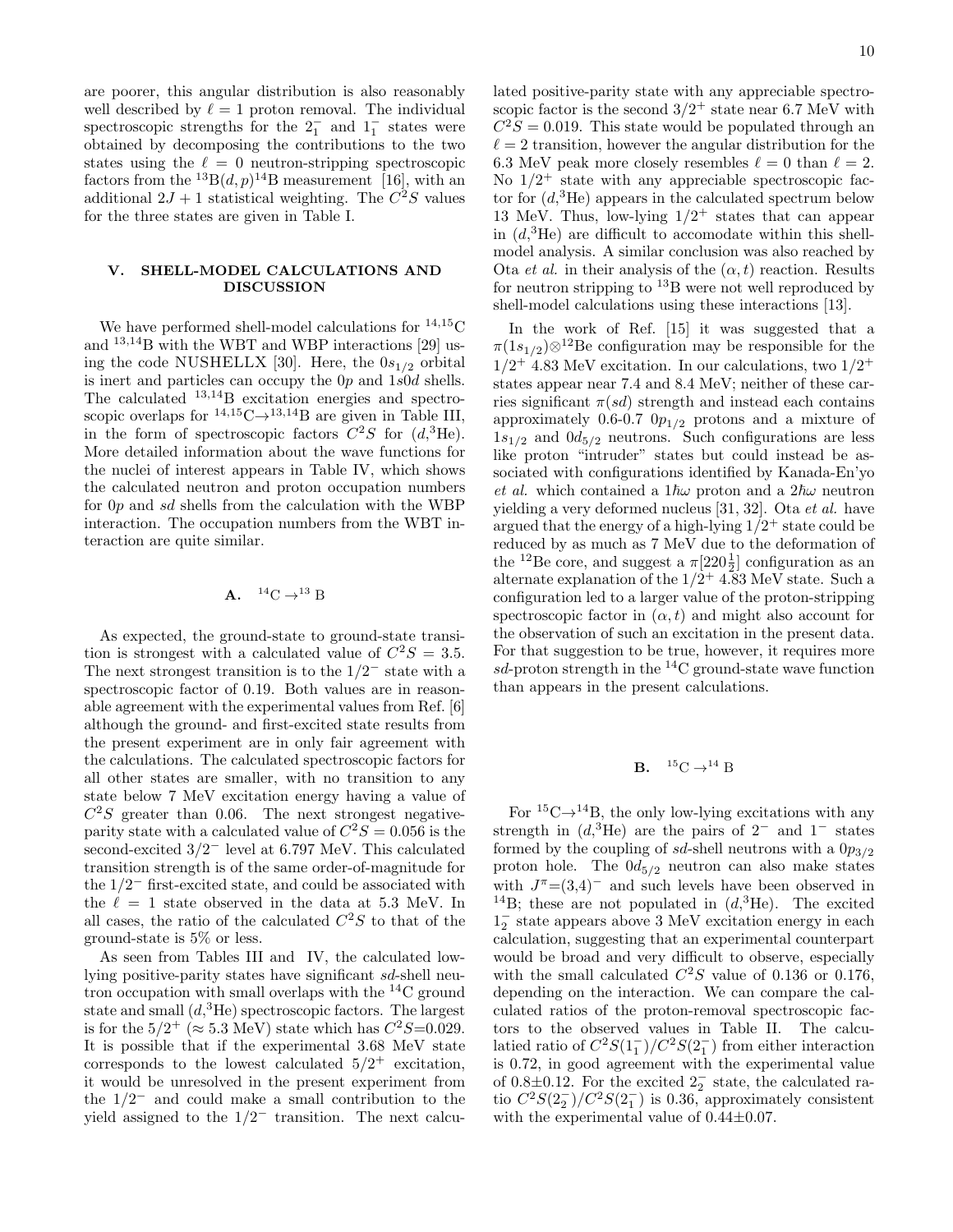are poorer, this angular distribution is also reasonably well described by $\ell = 1$ proton removal. The individual spectroscopic strengths for the $2^-_1$ and $1^-_1$ states were obtained by decomposing the contributions to the two states using the $\ell = 0$ neutron-stripping spectroscopic factors from the $^{13}$B$(d,p)^{14}$B measurement [16], with an additional $2J + 1$ statistical weighting. The $C^2S$ values for the three states are given in Table I.

## V. SHELL-MODEL CALCULATIONS AND DISCUSSION

We have performed shell-model calculations for $^{14,15}$C and $^{13,14}$B with the WBT and WBP interactions [29] using the code NUSHELLX [30]. Here, the $0s_{1/2}$ orbital is inert and particles can occupy the $0p$ and $1s0d$ shells. The calculated $^{13,14}$B excitation energies and spectroscopic overlaps for $^{14,15}$C$\rightarrow$$^{13,14}$B are given in Table III, in the form of spectroscopic factors $C^2S$ for $(d,^3$He$)$. More detailed information about the wave functions for the nuclei of interest appears in Table IV, which shows the calculated neutron and proton occupation numbers for $0p$ and $sd$ shells from the calculation with the WBP interaction. The occupation numbers from the WBT interaction are quite similar.

### A. $^{14}$C $\rightarrow$$^{13}$ B

As expected, the ground-state to ground-state transition is strongest with a calculated value of $C^2S = 3.5$. The next strongest transition is to the $1/2^-$ state with a spectroscopic factor of 0.19. Both values are in reasonable agreement with the experimental values from Ref. [6] although the ground- and first-excited state results from the present experiment are in only fair agreement with the calculations. The calculated spectroscopic factors for all other states are smaller, with no transition to any state below 7 MeV excitation energy having a value of $C^2S$ greater than 0.06. The next strongest negative-parity state with a calculated value of $C^2S = 0.056$ is the second-excited $3/2^-$ level at 6.797 MeV. This calculated transition strength is of the same order-of-magnitude for the $1/2^-$ first-excited state, and could be associated with the $\ell = 1$ state observed in the data at 5.3 MeV. In all cases, the ratio of the calculated $C^2S$ to that of the ground-state is 5% or less.

As seen from Tables III and IV, the calculated low-lying positive-parity states have significant $sd$-shell neutron occupation with small overlaps with the $^{14}$C ground state and small $(d,^3$He$)$ spectroscopic factors. The largest is for the $5/2^+$ ($\approx 5.3$ MeV) state which has $C^2S$=0.029. It is possible that if the experimental 3.68 MeV state corresponds to the lowest calculated $5/2^+$ excitation, it would be unresolved in the present experiment from the $1/2^-$ and could make a small contribution to the yield assigned to the $1/2^-$ transition. The next calculated positive-parity state with any appreciable spectroscopic factor is the second $3/2^+$ state near 6.7 MeV with $C^2S = 0.019$. This state would be populated through an $\ell = 2$ transition, however the angular distribution for the 6.3 MeV peak more closely resembles $\ell = 0$ than $\ell = 2$. No $1/2^+$ state with any appreciable spectroscopic factor for $(d,^3$He$)$ appears in the calculated spectrum below 13 MeV. Thus, low-lying $1/2^+$ states that can appear in $(d,^3$He$)$ are difficult to accomodate within this shell-model analysis. A similar conclusion was also reached by Ota *et al.* in their analysis of the $(\alpha,t)$ reaction. Results for neutron stripping to $^{13}$B were not well reproduced by shell-model calculations using these interactions [13].

In the work of Ref. [15] it was suggested that a $\pi(1s_{1/2})\otimes^{12}$Be configuration may be responsible for the $1/2^+$ 4.83 MeV excitation. In our calculations, two $1/2^+$ states appear near 7.4 and 8.4 MeV; neither of these carries significant $\pi(sd)$ strength and instead each contains approximately 0.6-0.7 $0p_{1/2}$ protons and a mixture of $1s_{1/2}$ and $0d_{5/2}$ neutrons. Such configurations are less like proton "intruder" states but could instead be associated with configurations identified by Kanada-En'yo *et al.* which contained a $1\hbar\omega$ proton and a $2\hbar\omega$ neutron yielding a very deformed nucleus [31, 32]. Ota *et al.* have argued that the energy of a high-lying $1/2^+$ state could be reduced by as much as 7 MeV due to the deformation of the $^{12}$Be core, and suggest a $\pi[220\frac{1}{2}]$ configuration as an alternate explanation of the $1/2^+$ 4.83 MeV state. Such a configuration led to a larger value of the proton-stripping spectroscopic factor in $(\alpha,t)$ and might also account for the observation of such an excitation in the present data. For that suggestion to be true, however, it requires more $sd$-proton strength in the $^{14}$C ground-state wave function than appears in the present calculations.

### B. $^{15}$C $\rightarrow$$^{14}$ B

For $^{15}$C$\rightarrow$$^{14}$B, the only low-lying excitations with any strength in $(d,^3$He$)$ are the pairs of $2^-$ and $1^-$ states formed by the coupling of $sd$-shell neutrons with a $0p_{3/2}$ proton hole. The $0d_{5/2}$ neutron can also make states with $J^\pi$=$(3,4)^-$ and such levels have been observed in $^{14}$B; these are not populated in $(d,^3$He$)$. The excited $1^-_2$ state appears above 3 MeV excitation energy in each calculation, suggesting that an experimental counterpart would be broad and very difficult to observe, especially with the small calculated $C^2S$ value of 0.136 or 0.176, depending on the interaction. We can compare the calculated ratios of the proton-removal spectroscopic factors to the observed values in Table II. The calculatied ratio of $C^2S(1^-_1)/C^2S(2^-_1)$ from either interaction is 0.72, in good agreement with the experimental value of 0.8$\pm$0.12. For the excited $2^-_2$ state, the calculated ratio $C^2S(2^-_2)/C^2S(2^-_1)$ is 0.36, approximately consistent with the experimental value of 0.44$\pm$0.07.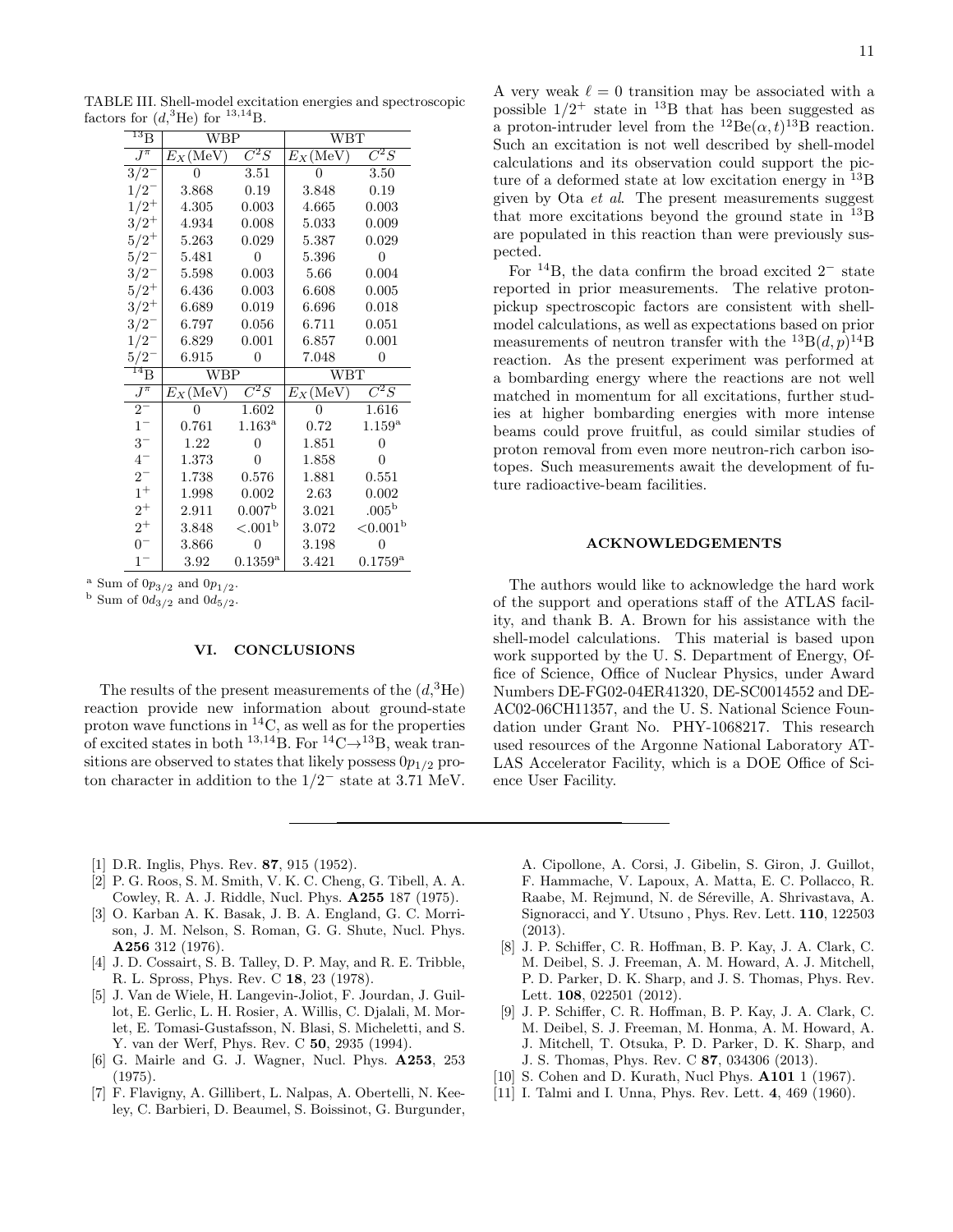TABLE III. Shell-model excitation energies and spectroscopic factors for $(d,^3\text{He})$ for $^{13,14}$B.

| $^{13}$B | WBP | | WBT | |
|---|---|---|---|---|
| $J^\pi$ | $E_X$(MeV) | $C^2S$ | $E_X$(MeV) | $C^2S$ |
| $3/2^-$ | 0 | 3.51 | 0 | 3.50 |
| $1/2^-$ | 3.868 | 0.19 | 3.848 | 0.19 |
| $1/2^+$ | 4.305 | 0.003 | 4.665 | 0.003 |
| $3/2^+$ | 4.934 | 0.008 | 5.033 | 0.009 |
| $5/2^+$ | 5.263 | 0.029 | 5.387 | 0.029 |
| $5/2^-$ | 5.481 | 0 | 5.396 | 0 |
| $3/2^-$ | 5.598 | 0.003 | 5.66 | 0.004 |
| $5/2^+$ | 6.436 | 0.003 | 6.608 | 0.005 |
| $3/2^+$ | 6.689 | 0.019 | 6.696 | 0.018 |
| $3/2^-$ | 6.797 | 0.056 | 6.711 | 0.051 |
| $1/2^-$ | 6.829 | 0.001 | 6.857 | 0.001 |
| $5/2^-$ | 6.915 | 0 | 7.048 | 0 |
| $^{14}$B | WBP | | WBT | |
| $J^\pi$ | $E_X$(MeV) | $C^2S$ | $E_X$(MeV) | $C^2S$ |
| $2^-$ | 0 | 1.602 | 0 | 1.616 |
| $1^-$ | 0.761 | 1.163[a] | 0.72 | 1.159[a] |
| $3^-$ | 1.22 | 0 | 1.851 | 0 |
| $4^-$ | 1.373 | 0 | 1.858 | 0 |
| $2^-$ | 1.738 | 0.576 | 1.881 | 0.551 |
| $1^+$ | 1.998 | 0.002 | 2.63 | 0.002 |
| $2^+$ | 2.911 | 0.007[b] | 3.021 | .005[b] |
| $2^+$ | 3.848 | <.001[b] | 3.072 | <0.001[b] |
| $0^-$ | 3.866 | 0 | 3.198 | 0 |
| $1^-$ | 3.92 | 0.1359[a] | 3.421 | 0.1759[a] |

[a] Sum of $0p_{3/2}$ and $0p_{1/2}$.
[b] Sum of $0d_{3/2}$ and $0d_{5/2}$.

## VI. CONCLUSIONS

The results of the present measurements of the $(d,^3\text{He})$ reaction provide new information about ground-state proton wave functions in $^{14}$C, as well as for the properties of excited states in both $^{13,14}$B. For $^{14}\text{C}\rightarrow^{13}\text{B}$, weak transitions are observed to states that likely possess $0p_{1/2}$ proton character in addition to the $1/2^-$ state at 3.71 MeV. A very weak $\ell = 0$ transition may be associated with a possible $1/2^+$ state in $^{13}$B that has been suggested as a proton-intruder level from the $^{12}\text{Be}(\alpha,t)^{13}\text{B}$ reaction. Such an excitation is not well described by shell-model calculations and its observation could support the picture of a deformed state at low excitation energy in $^{13}$B given by Ota *et al*. The present measurements suggest that more excitations beyond the ground state in $^{13}$B are populated in this reaction than were previously suspected.

For $^{14}$B, the data confirm the broad excited $2^-$ state reported in prior measurements. The relative proton-pickup spectroscopic factors are consistent with shell-model calculations, as well as expectations based on prior measurements of neutron transfer with the $^{13}\text{B}(d,p)^{14}\text{B}$ reaction. As the present experiment was performed at a bombarding energy where the reactions are not well matched in momentum for all excitations, further studies at higher bombarding energies with more intense beams could prove fruitful, as could similar studies of proton removal from even more neutron-rich carbon isotopes. Such measurements await the development of future radioactive-beam facilities.

## ACKNOWLEDGEMENTS

The authors would like to acknowledge the hard work of the support and operations staff of the ATLAS facility, and thank B. A. Brown for his assistance with the shell-model calculations. This material is based upon work supported by the U. S. Department of Energy, Office of Science, Office of Nuclear Physics, under Award Numbers DE-FG02-04ER41320, DE-SC0014552 and DE-AC02-06CH11357, and the U. S. National Science Foundation under Grant No. PHY-1068217. This research used resources of the Argonne National Laboratory ATLAS Accelerator Facility, which is a DOE Office of Science User Facility.

---

[1] D.R. Inglis, Phys. Rev. **87**, 915 (1952).

[2] P. G. Roos, S. M. Smith, V. K. C. Cheng, G. Tibell, A. A. Cowley, R. A. J. Riddle, Nucl. Phys. **A255** 187 (1975).

[3] O. Karban A. K. Basak, J. B. A. England, G. C. Morrison, J. M. Nelson, S. Roman, G. G. Shute, Nucl. Phys. **A256** 312 (1976).

[4] J. D. Cossairt, S. B. Talley, D. P. May, and R. E. Tribble, R. L. Spross, Phys. Rev. C **18**, 23 (1978).

[5] J. Van de Wiele, H. Langevin-Joliot, F. Jourdan, J. Guillot, E. Gerlic, L. H. Rosier, A. Willis, C. Djalali, M. Morlet, E. Tomasi-Gustafsson, N. Blasi, S. Micheletti, and S. Y. van der Werf, Phys. Rev. C **50**, 2935 (1994).

[6] G. Mairle and G. J. Wagner, Nucl. Phys. **A253**, 253 (1975).

[7] F. Flavigny, A. Gillibert, L. Nalpas, A. Obertelli, N. Keeley, C. Barbieri, D. Beaumel, S. Boissinot, G. Burgunder, A. Cipollone, A. Corsi, J. Gibelin, S. Giron, J. Guillot, F. Hammache, V. Lapoux, A. Matta, E. C. Pollacco, R. Raabe, M. Rejmund, N. de Séreville, A. Shrivastava, A. Signoracci, and Y. Utsuno , Phys. Rev. Lett. **110**, 122503 (2013).

[8] J. P. Schiffer, C. R. Hoffman, B. P. Kay, J. A. Clark, C. M. Deibel, S. J. Freeman, A. M. Howard, A. J. Mitchell, P. D. Parker, D. K. Sharp, and J. S. Thomas, Phys. Rev. Lett. **108**, 022501 (2012).

[9] J. P. Schiffer, C. R. Hoffman, B. P. Kay, J. A. Clark, C. M. Deibel, S. J. Freeman, M. Honma, A. M. Howard, A. J. Mitchell, T. Otsuka, P. D. Parker, D. K. Sharp, and J. S. Thomas, Phys. Rev. C **87**, 034306 (2013).

[10] S. Cohen and D. Kurath, Nucl Phys. **A101** 1 (1967).

[11] I. Talmi and I. Unna, Phys. Rev. Lett. **4**, 469 (1960).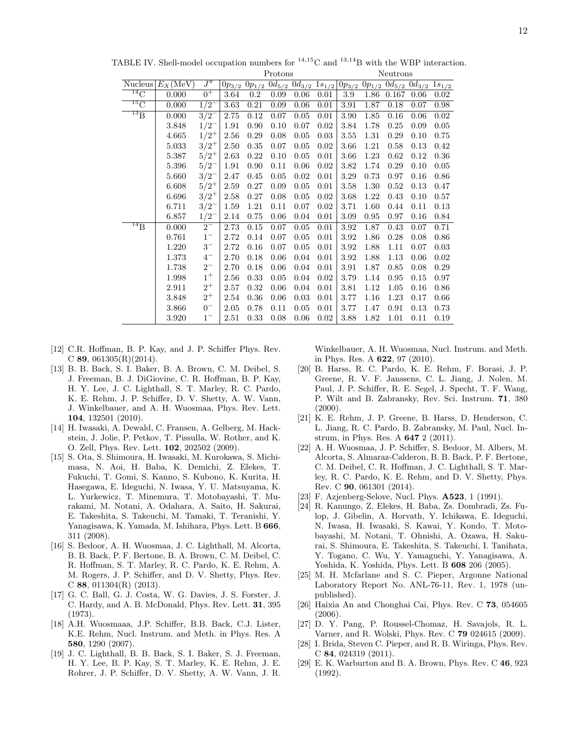TABLE IV. Shell-model occupation numbers for $^{14,15}$C and $^{13,14}$B with the WBP interaction.

| | | | Protons | | | | | Neutrons | | | | |
|---|---|---|---|---|---|---|---|---|---|---|---|---|
| Nucleus | $E_X$(MeV) | $J^\pi$ | $0p_{3/2}$ | $0p_{1/2}$ | $0d_{5/2}$ | $0d_{3/2}$ | $1s_{1/2}$ | $0p_{3/2}$ | $0p_{1/2}$ | $0d_{5/2}$ | $0d_{3/2}$ | $1s_{1/2}$ |
| $^{14}$C | 0.000 | $0^+$ | 3.64 | 0.2 | 0.09 | 0.06 | 0.01 | 3.9 | 1.86 | 0.167 | 0.06 | 0.02 |
| $^{15}$C | 0.000 | $1/2^-$ | 3.63 | 0.21 | 0.09 | 0.06 | 0.01 | 3.91 | 1.87 | 0.18 | 0.07 | 0.98 |
| $^{13}$B | 0.000 | $3/2^-$ | 2.75 | 0.12 | 0.07 | 0.05 | 0.01 | 3.90 | 1.85 | 0.16 | 0.06 | 0.02 |
| | 3.848 | $1/2^-$ | 1.91 | 0.90 | 0.10 | 0.07 | 0.02 | 3.84 | 1.78 | 0.25 | 0.09 | 0.05 |
| | 4.665 | $1/2^+$ | 2.56 | 0.29 | 0.08 | 0.05 | 0.03 | 3.55 | 1.31 | 0.29 | 0.10 | 0.75 |
| | 5.033 | $3/2^+$ | 2.50 | 0.35 | 0.07 | 0.05 | 0.02 | 3.66 | 1.21 | 0.58 | 0.13 | 0.42 |
| | 5.387 | $5/2^+$ | 2.63 | 0.22 | 0.10 | 0.05 | 0.01 | 3.66 | 1.23 | 0.62 | 0.12 | 0.36 |
| | 5.396 | $5/2^-$ | 1.91 | 0.90 | 0.11 | 0.06 | 0.02 | 3.82 | 1.74 | 0.29 | 0.10 | 0.05 |
| | 5.660 | $3/2^-$ | 2.47 | 0.45 | 0.05 | 0.02 | 0.01 | 3.29 | 0.73 | 0.97 | 0.16 | 0.86 |
| | 6.608 | $5/2^+$ | 2.59 | 0.27 | 0.09 | 0.05 | 0.01 | 3.58 | 1.30 | 0.52 | 0.13 | 0.47 |
| | 6.696 | $3/2^+$ | 2.58 | 0.27 | 0.08 | 0.05 | 0.02 | 3.68 | 1.22 | 0.43 | 0.10 | 0.57 |
| | 6.711 | $3/2^-$ | 1.59 | 1.21 | 0.11 | 0.07 | 0.02 | 3.71 | 1.60 | 0.44 | 0.11 | 0.13 |
| | 6.857 | $1/2^-$ | 2.14 | 0.75 | 0.06 | 0.04 | 0.01 | 3.09 | 0.95 | 0.97 | 0.16 | 0.84 |
| $^{14}$B | 0.000 | $2^-$ | 2.73 | 0.15 | 0.07 | 0.05 | 0.01 | 3.92 | 1.87 | 0.43 | 0.07 | 0.71 |
| | 0.761 | $1^-$ | 2.72 | 0.14 | 0.07 | 0.05 | 0.01 | 3.92 | 1.86 | 0.28 | 0.08 | 0.86 |
| | 1.220 | $3^-$ | 2.72 | 0.16 | 0.07 | 0.05 | 0.01 | 3.92 | 1.88 | 1.11 | 0.07 | 0.03 |
| | 1.373 | $4^-$ | 2.70 | 0.18 | 0.06 | 0.04 | 0.01 | 3.92 | 1.88 | 1.13 | 0.06 | 0.02 |
| | 1.738 | $2^-$ | 2.70 | 0.18 | 0.06 | 0.04 | 0.01 | 3.91 | 1.87 | 0.85 | 0.08 | 0.29 |
| | 1.998 | $1^+$ | 2.56 | 0.33 | 0.05 | 0.04 | 0.02 | 3.79 | 1.14 | 0.95 | 0.15 | 0.97 |
| | 2.911 | $2^+$ | 2.57 | 0.32 | 0.06 | 0.04 | 0.01 | 3.81 | 1.12 | 1.05 | 0.16 | 0.86 |
| | 3.848 | $2^+$ | 2.54 | 0.36 | 0.06 | 0.03 | 0.01 | 3.77 | 1.16 | 1.23 | 0.17 | 0.66 |
| | 3.866 | $0^-$ | 2.05 | 0.78 | 0.11 | 0.05 | 0.01 | 3.77 | 1.47 | 0.91 | 0.13 | 0.73 |
| | 3.920 | $1^-$ | 2.51 | 0.33 | 0.08 | 0.06 | 0.02 | 3.88 | 1.82 | 1.01 | 0.11 | 0.19 |

[12] C.R. Hoffman, B. P. Kay, and J. P. Schiffer Phys. Rev. C **89**, 061305(R)(2014).

[13] B. B. Back, S. I. Baker, B. A. Brown, C. M. Deibel, S. J. Freeman, B. J. DiGiovine, C. R. Hoffman, B. P. Kay, H. Y. Lee, J. C. Lighthall, S. T. Marley, R. C. Pardo, K. E. Rehm, J. P. Schiffer, D. V. Shetty, A. W. Vann, J. Winkelbauer, and A. H. Wuosmaa, Phys. Rev. Lett. **104**, 132501 (2010).

[14] H. Iwasaki, A. Dewald, C. Fransen, A. Gelberg, M. Hackstein, J. Jolie, P. Petkov, T. Pissulla, W. Rother, and K. O. Zell, Phys. Rev. Lett. **102**, 202502 (2009).

[15] S. Ota, S. Shimoura, H. Iwasaki, M. Kurokawa, S. Michimasa, N. Aoi, H. Baba, K. Demichi, Z. Elekes, T. Fukuchi, T. Gomi, S. Kanno, S. Kubono, K. Kurita, H. Hasegawa, E. Ideguchi, N. Iwasa, Y. U. Matsuyama, K. L. Yurkewicz, T. Minemura, T. Motobayashi, T. Murakami, M. Notani, A. Odahara, A. Saito, H. Sakurai, E. Takeshita, S. Takeuchi, M. Tamaki, T. Teranishi, Y. Yanagisawa, K. Yamada, M. Ishihara, Phys. Lett. B **666**, 311 (2008).

[16] S. Bedoor, A. H. Wuosmaa, J. C. Lighthall, M. Alcorta, B. B. Back, P. F. Bertone, B. A. Brown, C. M. Deibel, C. R. Hoffman, S. T. Marley, R. C. Pardo, K. E. Rehm, A. M. Rogers, J. P. Schiffer, and D. V. Shetty, Phys. Rev. C **88**, 011304(R) (2013).

[17] G. C. Ball, G. J. Costa, W. G. Davies, J. S. Forster, J. C. Hardy, and A. B. McDonald, Phys. Rev. Lett. **31**, 395 (1973).

[18] A.H. Wuosmaaa, J.P. Schiffer, B.B. Back, C.J. Lister, K.E. Rehm, Nucl. Instrum. and Meth. in Phys. Res. A **580**, 1290 (2007).

[19] J. C. Lighthall, B. B. Back, S. I. Baker, S. J. Freeman, H. Y. Lee, B. P. Kay, S. T. Marley, K. E. Rehm, J. E. Rohrer, J. P. Schiffer, D. V. Shetty, A. W. Vann, J. R. Winkelbauer, A. H. Wuosmaa, Nucl. Instrum. and Meth. in Phys. Res. A **622**, 97 (2010).

[20] B. Harss, R. C. Pardo, K. E. Rehm, F. Borasi, J. P. Greene, R. V. F. Janssens, C. L. Jiang, J. Nolen, M. Paul, J. P. Schiffer, R. E. Segel, J. Specht, T. F. Wang, P. Wilt and B. Zabransky, Rev. Sci. Instrum. **71**, 380 (2000).

[21] K. E. Rehm, J. P. Greene, B. Harss, D. Henderson, C. L. Jiang, R. C. Pardo, B. Zabransky, M. Paul, Nucl. Instrum, in Phys. Res. A **647** 2 (2011).

[22] A. H. Wuosmaa, J. P. Schiffer, S. Bedoor, M. Albers, M. Alcorta, S. Almaraz-Calderon, B. B. Back, P. F. Bertone, C. M. Deibel, C. R. Hoffman, J. C. Lighthall, S. T. Marley, R. C. Pardo, K. E. Rehm, and D. V. Shetty, Phys. Rev. C **90**, 061301 (2014).

[23] F. Azjenberg-Selove, Nucl. Phys. **A523**, 1 (1991).

[24] R. Kanungo, Z. Elekes, H. Baba, Zs. Dombradi, Zs. Fulop, J. Gibelin, A. Horvath, Y. Ichikawa, E. Ideguchi, N. Iwasa, H. Iwasaki, S. Kawai, Y. Kondo, T. Motobayashi, M. Notani, T. Ohnishi, A. Ozawa, H. Sakurai, S. Shimoura, E. Takeshita, S. Takeuchi, I. Tanihata, Y. Togano, C. Wu, Y. Yamaguchi, Y. Yanagisawa, A. Yoshida, K. Yoshida, Phys. Lett. B **608** 206 (2005).

[25] M. H. Mcfarlane and S. C. Pieper, Argonne National Laboratory Report No. ANL-76-11, Rev. 1, 1978 (unpublished).

[26] Haixia An and Chonghai Cai, Phys. Rev. C **73**, 054605 (2006).

[27] D. Y. Pang, P. Roussel-Chomaz, H. Savajols, R. L. Varner, and R. Wolski, Phys. Rev. C **79** 024615 (2009).

[28] I. Brida, Steven C. Pieper, and R. B. Wiringa, Phys. Rev. C **84**, 024319 (2011).

[29] E. K. Warburton and B. A. Brown, Phys. Rev. C **46**, 923 (1992).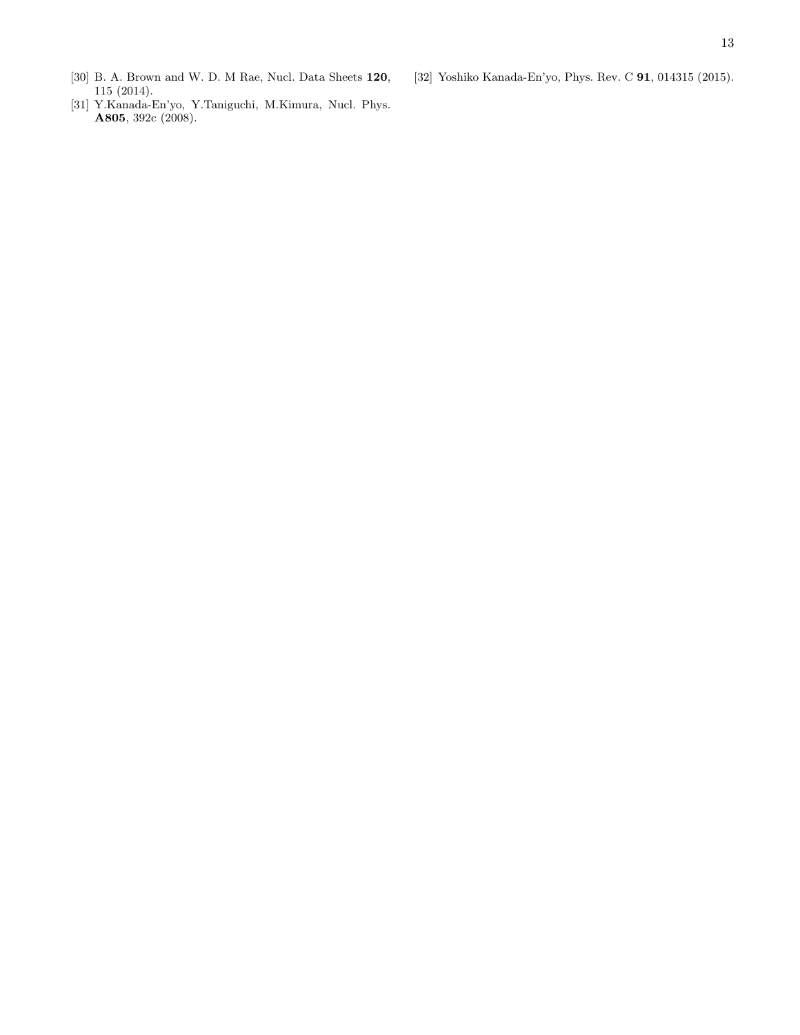[30] B. A. Brown and W. D. M Rae, Nucl. Data Sheets **120**, 115 (2014).

[31] Y.Kanada-En'yo, Y.Taniguchi, M.Kimura, Nucl. Phys. **A805**, 392c (2008).

[32] Yoshiko Kanada-En'yo, Phys. Rev. C **91**, 014315 (2015).